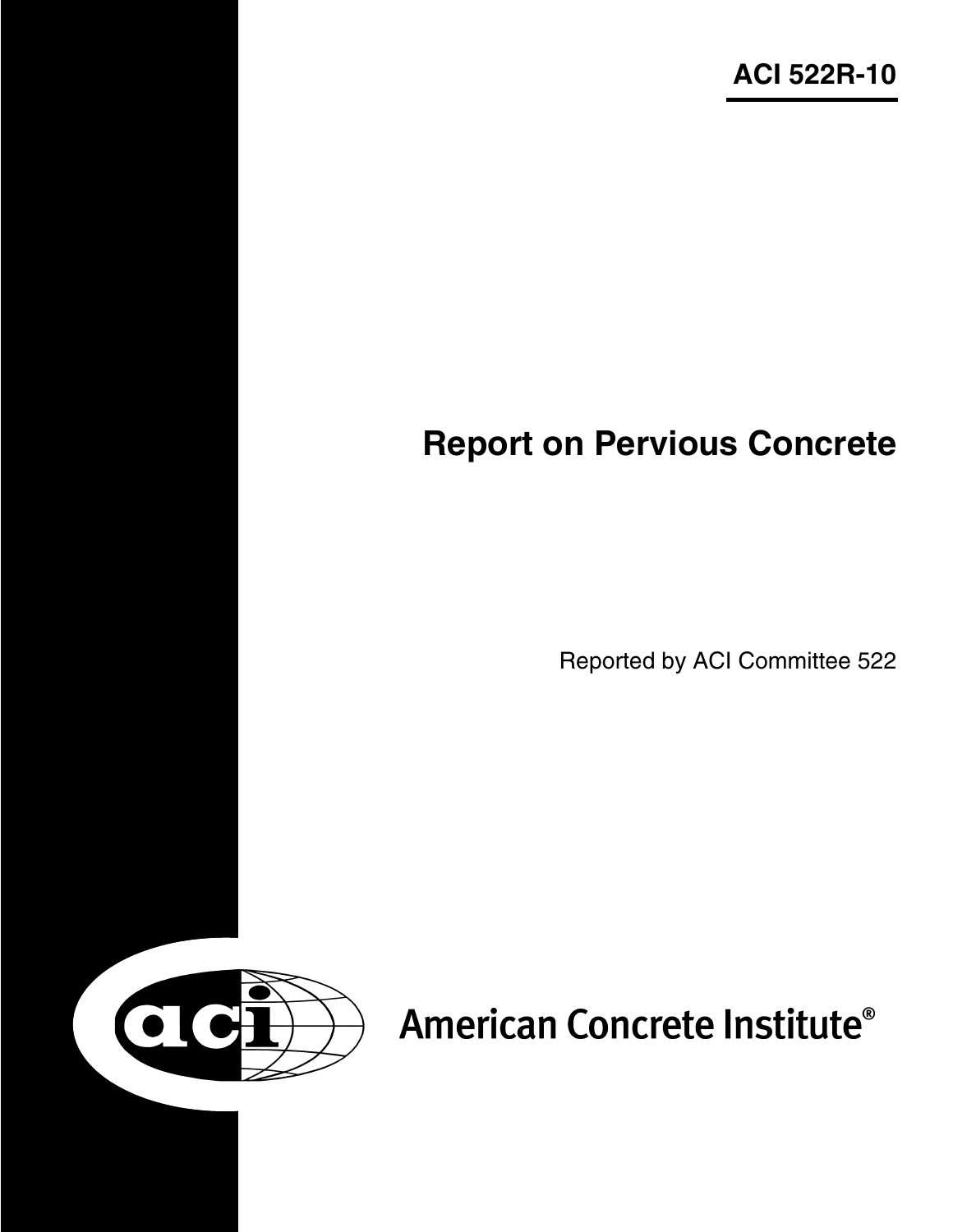**ACI 522R-10**

# Report on Pervious Concrete

Reported by ACI Committee 522

American Concrete Institute®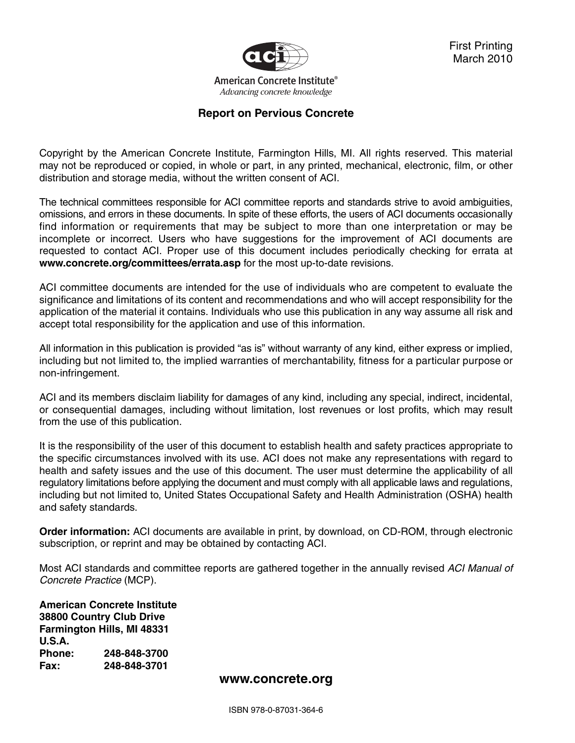First Printing
March 2010

American Concrete Institute®
*Advancing concrete knowledge*

**Report on Pervious Concrete**

Copyright by the American Concrete Institute, Farmington Hills, MI. All rights reserved. This material may not be reproduced or copied, in whole or part, in any printed, mechanical, electronic, film, or other distribution and storage media, without the written consent of ACI.

The technical committees responsible for ACI committee reports and standards strive to avoid ambiguities, omissions, and errors in these documents. In spite of these efforts, the users of ACI documents occasionally find information or requirements that may be subject to more than one interpretation or may be incomplete or incorrect. Users who have suggestions for the improvement of ACI documents are requested to contact ACI. Proper use of this document includes periodically checking for errata at **www.concrete.org/committees/errata.asp** for the most up-to-date revisions.

ACI committee documents are intended for the use of individuals who are competent to evaluate the significance and limitations of its content and recommendations and who will accept responsibility for the application of the material it contains. Individuals who use this publication in any way assume all risk and accept total responsibility for the application and use of this information.

All information in this publication is provided "as is" without warranty of any kind, either express or implied, including but not limited to, the implied warranties of merchantability, fitness for a particular purpose or non-infringement.

ACI and its members disclaim liability for damages of any kind, including any special, indirect, incidental, or consequential damages, including without limitation, lost revenues or lost profits, which may result from the use of this publication.

It is the responsibility of the user of this document to establish health and safety practices appropriate to the specific circumstances involved with its use. ACI does not make any representations with regard to health and safety issues and the use of this document. The user must determine the applicability of all regulatory limitations before applying the document and must comply with all applicable laws and regulations, including but not limited to, United States Occupational Safety and Health Administration (OSHA) health and safety standards.

**Order information:** ACI documents are available in print, by download, on CD-ROM, through electronic subscription, or reprint and may be obtained by contacting ACI.

Most ACI standards and committee reports are gathered together in the annually revised *ACI Manual of Concrete Practice* (MCP).

**American Concrete Institute**
**38800 Country Club Drive**
**Farmington Hills, MI 48331**
**U.S.A.**
**Phone: 248-848-3700**
**Fax: 248-848-3701**

**www.concrete.org**

ISBN 978-0-87031-364-6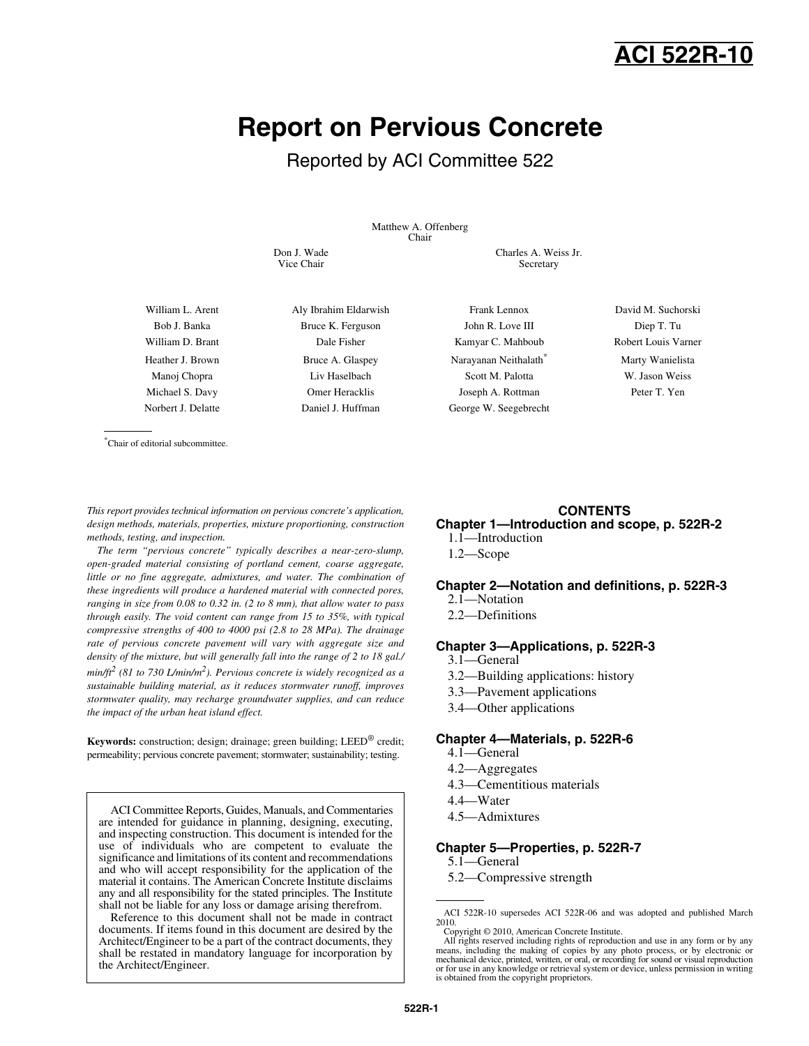# ACI 522R-10

# Report on Pervious Concrete

Reported by ACI Committee 522

Matthew A. Offenberg
Chair

Don J. Wade
Vice Chair

Charles A. Weiss Jr.
Secretary

| | | | |
|---|---|---|---|
| William L. Arent | Aly Ibrahim Eldarwish | Frank Lennox | David M. Suchorski |
| Bob J. Banka | Bruce K. Ferguson | John R. Love III | Diep T. Tu |
| William D. Brant | Dale Fisher | Kamyar C. Mahboub | Robert Louis Varner |
| Heather J. Brown | Bruce A. Glaspey | Narayanan Neithalath* | Marty Wanielista |
| Manoj Chopra | Liv Haselbach | Scott M. Palotta | W. Jason Weiss |
| Michael S. Davy | Omer Heracklis | Joseph A. Rottman | Peter T. Yen |
| Norbert J. Delatte | Daniel J. Huffman | George W. Seegebrecht | |

*Chair of editorial subcommittee.

*This report provides technical information on pervious concrete's application, design methods, materials, properties, mixture proportioning, construction methods, testing, and inspection.*

*The term "pervious concrete" typically describes a near-zero-slump, open-graded material consisting of portland cement, coarse aggregate, little or no fine aggregate, admixtures, and water. The combination of these ingredients will produce a hardened material with connected pores, ranging in size from 0.08 to 0.32 in. (2 to 8 mm), that allow water to pass through easily. The void content can range from 15 to 35%, with typical compressive strengths of 400 to 4000 psi (2.8 to 28 MPa). The drainage rate of pervious concrete pavement will vary with aggregate size and density of the mixture, but will generally fall into the range of 2 to 18 gal./min/ft$^2$ (81 to 730 L/min/m$^2$). Pervious concrete is widely recognized as a sustainable building material, as it reduces stormwater runoff, improves stormwater quality, may recharge groundwater supplies, and can reduce the impact of the urban heat island effect.*

**Keywords:** construction; design; drainage; green building; LEED® credit; permeability; pervious concrete pavement; stormwater; sustainability; testing.

> ACI Committee Reports, Guides, Manuals, and Commentaries are intended for guidance in planning, designing, executing, and inspecting construction. This document is intended for the use of individuals who are competent to evaluate the significance and limitations of its content and recommendations and who will accept responsibility for the application of the material it contains. The American Concrete Institute disclaims any and all responsibility for the stated principles. The Institute shall not be liable for any loss or damage arising therefrom.
>
> Reference to this document shall not be made in contract documents. If items found in this document are desired by the Architect/Engineer to be a part of the contract documents, they shall be restated in mandatory language for incorporation by the Architect/Engineer.

## CONTENTS

**Chapter 1—Introduction and scope, p. 522R-2**
- 1.1—Introduction
- 1.2—Scope

**Chapter 2—Notation and definitions, p. 522R-3**
- 2.1—Notation
- 2.2—Definitions

**Chapter 3—Applications, p. 522R-3**
- 3.1—General
- 3.2—Building applications: history
- 3.3—Pavement applications
- 3.4—Other applications

**Chapter 4—Materials, p. 522R-6**
- 4.1—General
- 4.2—Aggregates
- 4.3—Cementitious materials
- 4.4—Water
- 4.5—Admixtures

**Chapter 5—Properties, p. 522R-7**
- 5.1—General
- 5.2—Compressive strength

ACI 522R-10 supersedes ACI 522R-06 and was adopted and published March 2010.

Copyright © 2010, American Concrete Institute.

All rights reserved including rights of reproduction and use in any form or by any means, including the making of copies by any photo process, or by electronic or mechanical device, printed, written, or oral, or recording for sound or visual reproduction or for use in any knowledge or retrieval system or device, unless permission in writing is obtained from the copyright proprietors.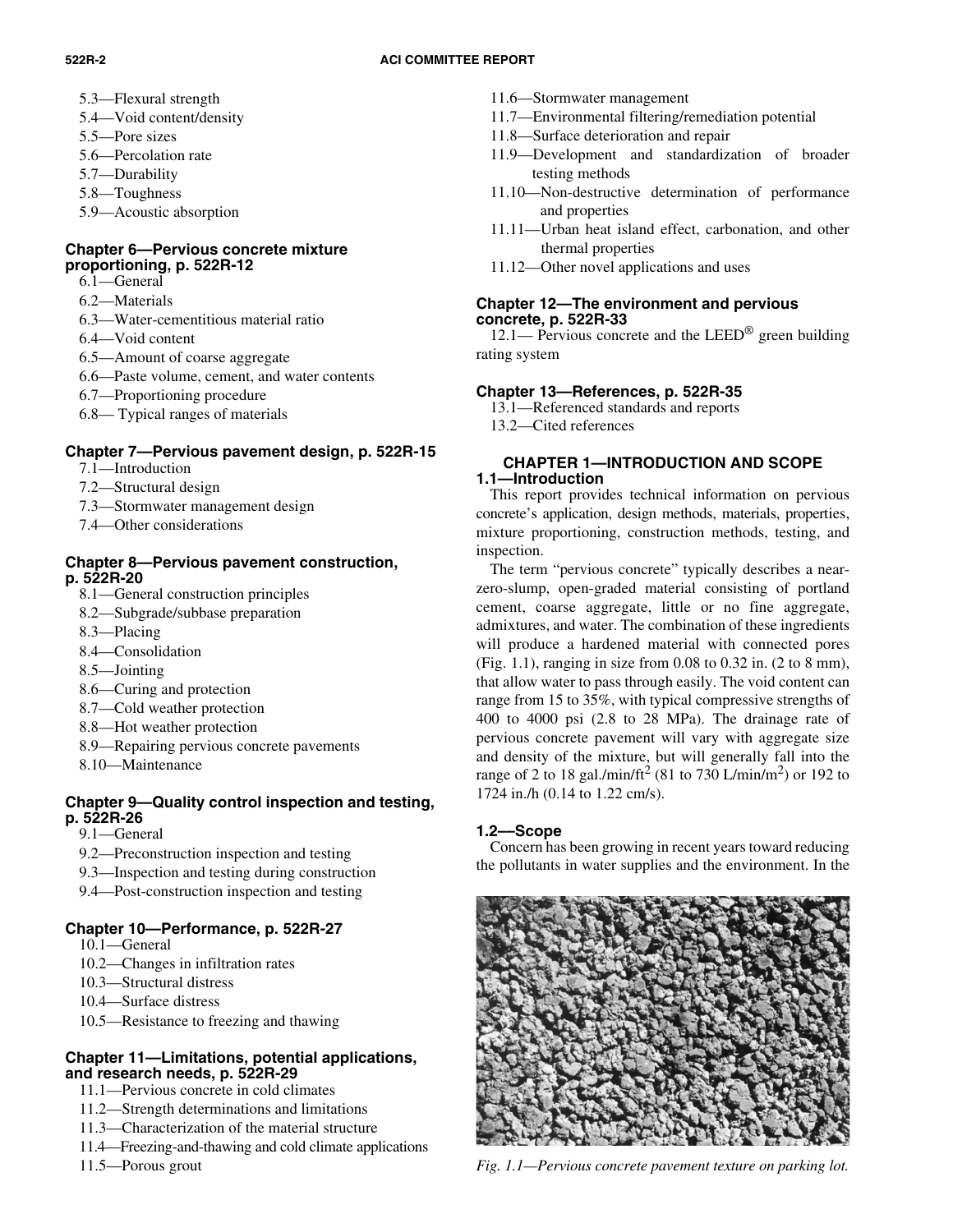5.3—Flexural strength
5.4—Void content/density
5.5—Pore sizes
5.6—Percolation rate
5.7—Durability
5.8—Toughness
5.9—Acoustic absorption

### Chapter 6—Pervious concrete mixture proportioning, p. 522R-12

6.1—General
6.2—Materials
6.3—Water-cementitious material ratio
6.4—Void content
6.5—Amount of coarse aggregate
6.6—Paste volume, cement, and water contents
6.7—Proportioning procedure
6.8— Typical ranges of materials

### Chapter 7—Pervious pavement design, p. 522R-15

7.1—Introduction
7.2—Structural design
7.3—Stormwater management design
7.4—Other considerations

### Chapter 8—Pervious pavement construction, p. 522R-20

8.1—General construction principles
8.2—Subgrade/subbase preparation
8.3—Placing
8.4—Consolidation
8.5—Jointing
8.6—Curing and protection
8.7—Cold weather protection
8.8—Hot weather protection
8.9—Repairing pervious concrete pavements
8.10—Maintenance

### Chapter 9—Quality control inspection and testing, p. 522R-26

9.1—General
9.2—Preconstruction inspection and testing
9.3—Inspection and testing during construction
9.4—Post-construction inspection and testing

### Chapter 10—Performance, p. 522R-27

10.1—General
10.2—Changes in infiltration rates
10.3—Structural distress
10.4—Surface distress
10.5—Resistance to freezing and thawing

### Chapter 11—Limitations, potential applications, and research needs, p. 522R-29

11.1—Pervious concrete in cold climates
11.2—Strength determinations and limitations
11.3—Characterization of the material structure
11.4—Freezing-and-thawing and cold climate applications
11.5—Porous grout
11.6—Stormwater management
11.7—Environmental filtering/remediation potential
11.8—Surface deterioration and repair
11.9—Development and standardization of broader testing methods
11.10—Non-destructive determination of performance and properties
11.11—Urban heat island effect, carbonation, and other thermal properties
11.12—Other novel applications and uses

### Chapter 12—The environment and pervious concrete, p. 522R-33

12.1— Pervious concrete and the LEED® green building rating system

### Chapter 13—References, p. 522R-35

13.1—Referenced standards and reports
13.2—Cited references

## CHAPTER 1—INTRODUCTION AND SCOPE

### 1.1—Introduction

This report provides technical information on pervious concrete's application, design methods, materials, properties, mixture proportioning, construction methods, testing, and inspection.

The term "pervious concrete" typically describes a near-zero-slump, open-graded material consisting of portland cement, coarse aggregate, little or no fine aggregate, admixtures, and water. The combination of these ingredients will produce a hardened material with connected pores (Fig. 1.1), ranging in size from 0.08 to 0.32 in. (2 to 8 mm), that allow water to pass through easily. The void content can range from 15 to 35%, with typical compressive strengths of 400 to 4000 psi (2.8 to 28 MPa). The drainage rate of pervious concrete pavement will vary with aggregate size and density of the mixture, but will generally fall into the range of 2 to 18 gal./min/ft$^2$ (81 to 730 L/min/m$^2$) or 192 to 1724 in./h (0.14 to 1.22 cm/s).

### 1.2—Scope

Concern has been growing in recent years toward reducing the pollutants in water supplies and the environment. In the

*Fig. 1.1—Pervious concrete pavement texture on parking lot.*